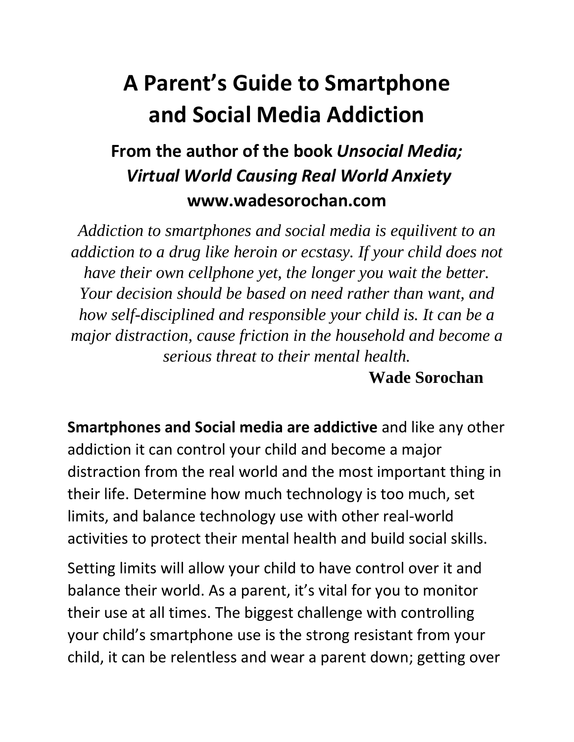# A Parent's Guide to Smartphone and Social Media Addiction

## From the author of the book *Unsocial Media; Virtual World Causing Real World Anxiety*

## www.wadesorochan.com

*Addiction to smartphones and social media is equilivent to an addiction to a drug like heroin or ecstasy. If your child does not have their own cellphone yet, the longer you wait the better. Your decision should be based on need rather than want, and how self-disciplined and responsible your child is. It can be a major distraction, cause friction in the household and become a serious threat to their mental health.*

**Wade Sorochan**

**Smartphones and Social media are addictive** and like any other addiction it can control your child and become a major distraction from the real world and the most important thing in their life. Determine how much technology is too much, set limits, and balance technology use with other real-world activities to protect their mental health and build social skills.

Setting limits will allow your child to have control over it and balance their world. As a parent, it's vital for you to monitor their use at all times. The biggest challenge with controlling your child's smartphone use is the strong resistant from your child, it can be relentless and wear a parent down; getting over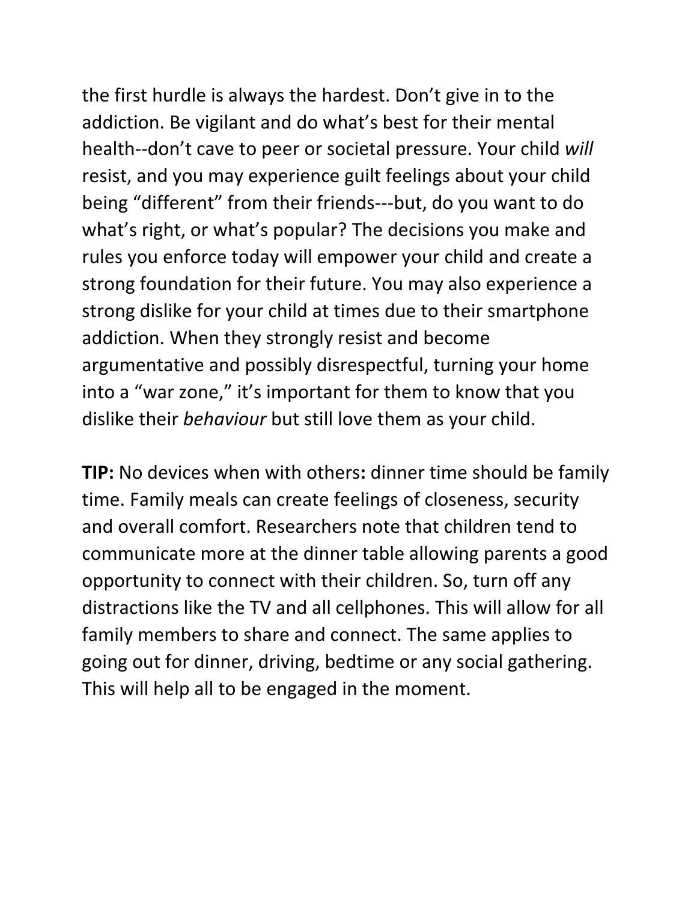the first hurdle is always the hardest. Don't give in to the addiction. Be vigilant and do what's best for their mental health--don't cave to peer or societal pressure. Your child *will* resist, and you may experience guilt feelings about your child being "different" from their friends---but, do you want to do what's right, or what's popular? The decisions you make and rules you enforce today will empower your child and create a strong foundation for their future. You may also experience a strong dislike for your child at times due to their smartphone addiction. When they strongly resist and become argumentative and possibly disrespectful, turning your home into a "war zone," it's important for them to know that you dislike their *behaviour* but still love them as your child.

**TIP:** No devices when with others**:** dinner time should be family time. Family meals can create feelings of closeness, security and overall comfort. Researchers note that children tend to communicate more at the dinner table allowing parents a good opportunity to connect with their children. So, turn off any distractions like the TV and all cellphones. This will allow for all family members to share and connect. The same applies to going out for dinner, driving, bedtime or any social gathering. This will help all to be engaged in the moment.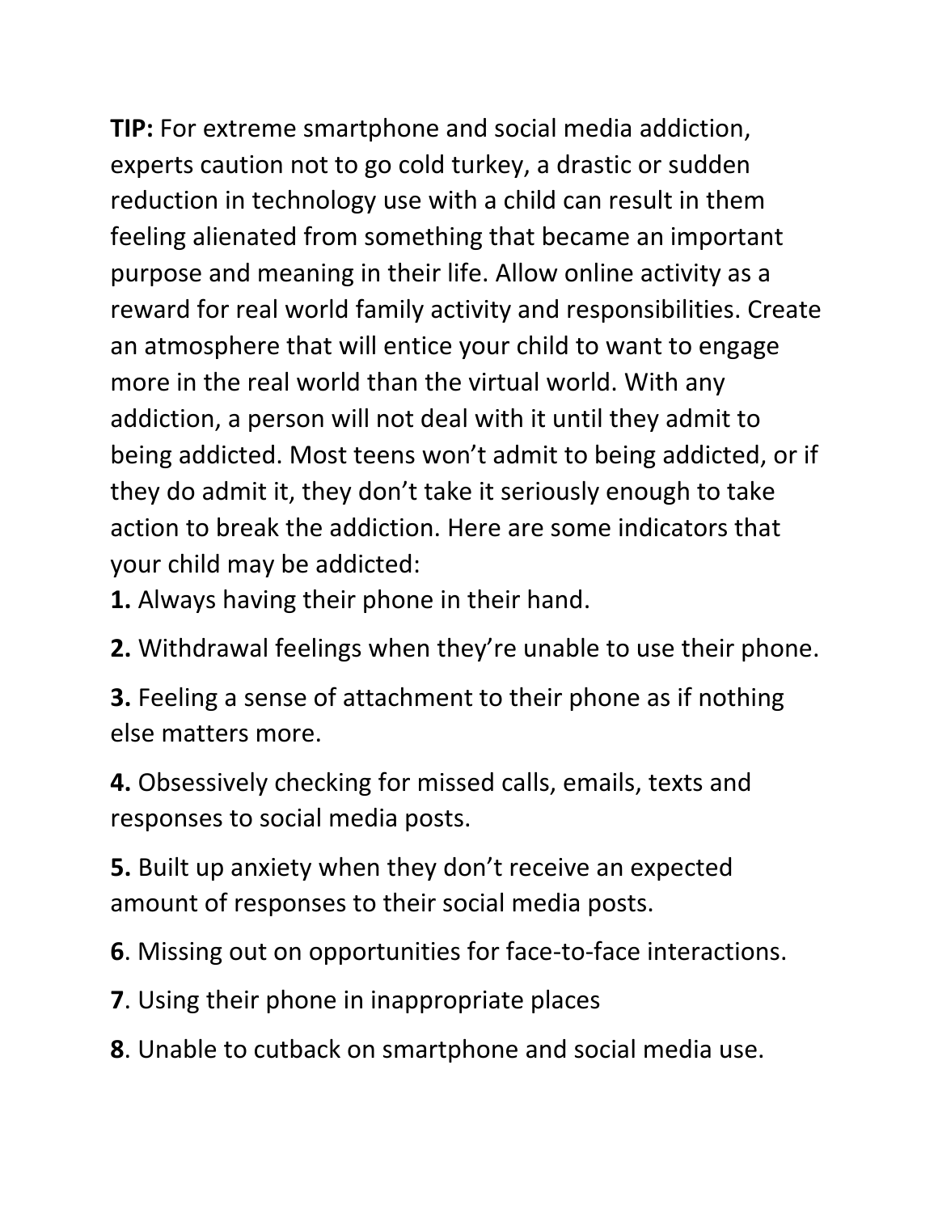**TIP:** For extreme smartphone and social media addiction, experts caution not to go cold turkey, a drastic or sudden reduction in technology use with a child can result in them feeling alienated from something that became an important purpose and meaning in their life. Allow online activity as a reward for real world family activity and responsibilities. Create an atmosphere that will entice your child to want to engage more in the real world than the virtual world. With any addiction, a person will not deal with it until they admit to being addicted. Most teens won't admit to being addicted, or if they do admit it, they don't take it seriously enough to take action to break the addiction. Here are some indicators that your child may be addicted:

**1.** Always having their phone in their hand.

**2.** Withdrawal feelings when they're unable to use their phone.

**3.** Feeling a sense of attachment to their phone as if nothing else matters more.

**4.** Obsessively checking for missed calls, emails, texts and responses to social media posts.

**5.** Built up anxiety when they don't receive an expected amount of responses to their social media posts.

**6**. Missing out on opportunities for face-to-face interactions.

**7**. Using their phone in inappropriate places

**8**. Unable to cutback on smartphone and social media use.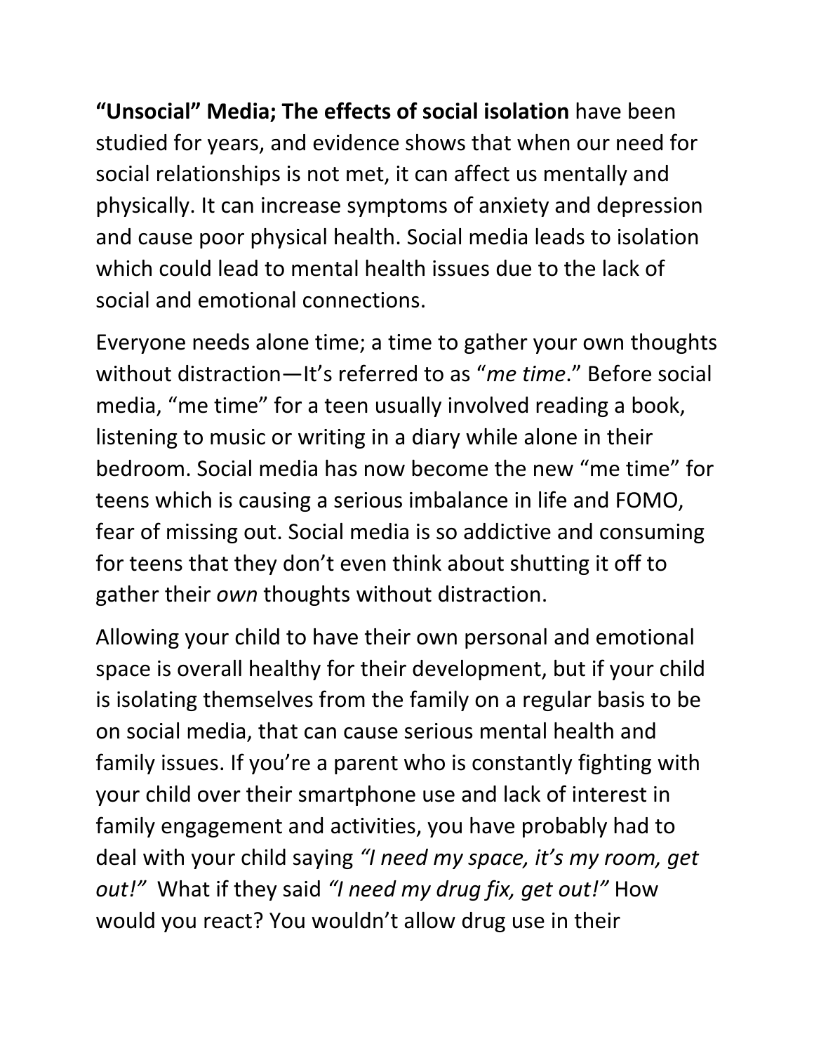**“Unsocial” Media; The effects of social isolation** have been studied for years, and evidence shows that when our need for social relationships is not met, it can affect us mentally and physically. It can increase symptoms of anxiety and depression and cause poor physical health. Social media leads to isolation which could lead to mental health issues due to the lack of social and emotional connections.

Everyone needs alone time; a time to gather your own thoughts without distraction—It’s referred to as “*me time*.” Before social media, “me time” for a teen usually involved reading a book, listening to music or writing in a diary while alone in their bedroom. Social media has now become the new “me time” for teens which is causing a serious imbalance in life and FOMO, fear of missing out. Social media is so addictive and consuming for teens that they don’t even think about shutting it off to gather their *own* thoughts without distraction.

Allowing your child to have their own personal and emotional space is overall healthy for their development, but if your child is isolating themselves from the family on a regular basis to be on social media, that can cause serious mental health and family issues. If you’re a parent who is constantly fighting with your child over their smartphone use and lack of interest in family engagement and activities, you have probably had to deal with your child saying *“I need my space, it’s my room, get out!”* What if they said *“I need my drug fix, get out!”* How would you react? You wouldn’t allow drug use in their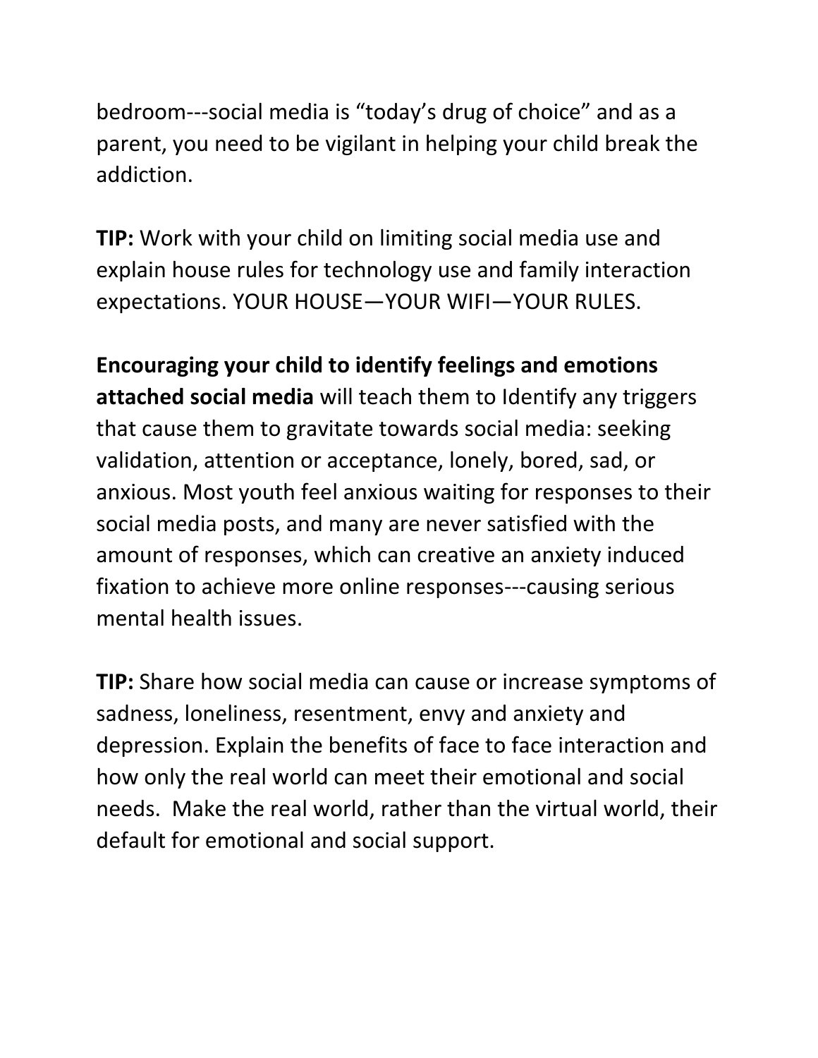bedroom---social media is "today's drug of choice" and as a parent, you need to be vigilant in helping your child break the addiction.

**TIP:** Work with your child on limiting social media use and explain house rules for technology use and family interaction expectations. YOUR HOUSE—YOUR WIFI—YOUR RULES.

**Encouraging your child to identify feelings and emotions attached social media** will teach them to Identify any triggers that cause them to gravitate towards social media: seeking validation, attention or acceptance, lonely, bored, sad, or anxious. Most youth feel anxious waiting for responses to their social media posts, and many are never satisfied with the amount of responses, which can creative an anxiety induced fixation to achieve more online responses---causing serious mental health issues.

**TIP:** Share how social media can cause or increase symptoms of sadness, loneliness, resentment, envy and anxiety and depression. Explain the benefits of face to face interaction and how only the real world can meet their emotional and social needs. Make the real world, rather than the virtual world, their default for emotional and social support.